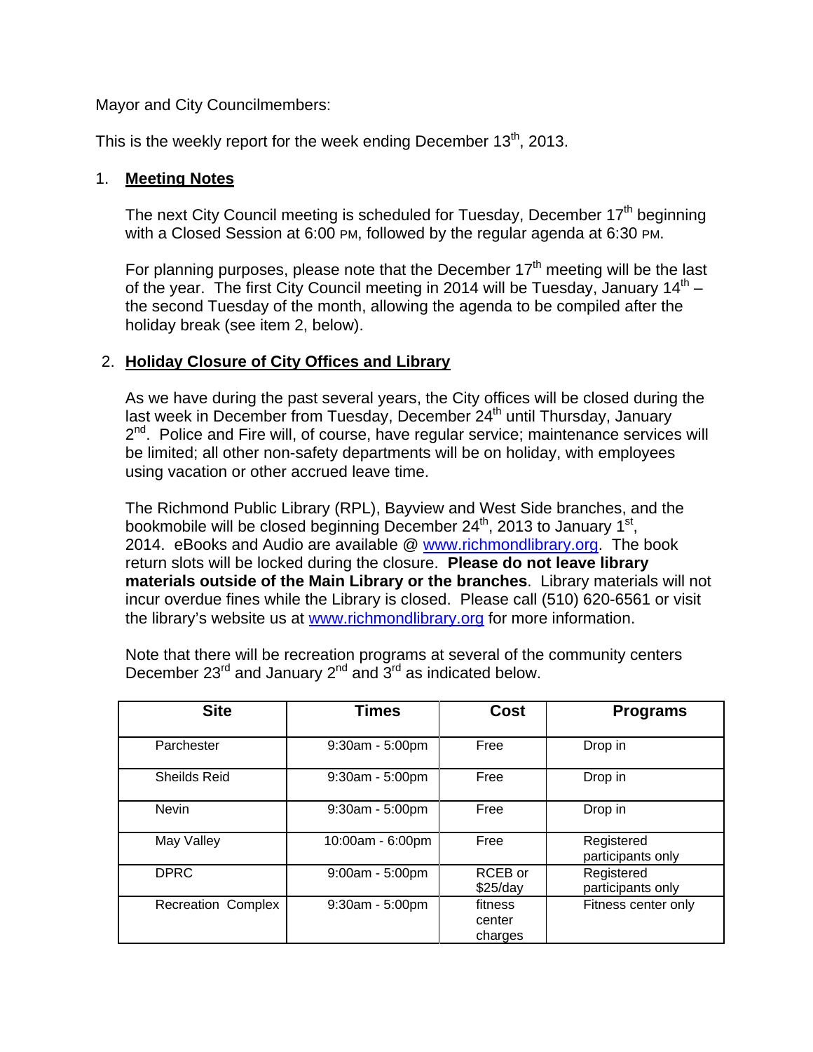Mayor and City Councilmembers:

This is the weekly report for the week ending December 13th, 2013.

1. **Meeting Notes**

   The next City Council meeting is scheduled for Tuesday, December 17th beginning with a Closed Session at 6:00 PM, followed by the regular agenda at 6:30 PM.

   For planning purposes, please note that the December 17th meeting will be the last of the year. The first City Council meeting in 2014 will be Tuesday, January 14th – the second Tuesday of the month, allowing the agenda to be compiled after the holiday break (see item 2, below).

2. **Holiday Closure of City Offices and Library**

   As we have during the past several years, the City offices will be closed during the last week in December from Tuesday, December 24th until Thursday, January 2nd. Police and Fire will, of course, have regular service; maintenance services will be limited; all other non-safety departments will be on holiday, with employees using vacation or other accrued leave time.

   The Richmond Public Library (RPL), Bayview and West Side branches, and the bookmobile will be closed beginning December 24th, 2013 to January 1st, 2014. eBooks and Audio are available @ www.richmondlibrary.org. The book return slots will be locked during the closure. **Please do not leave library materials outside of the Main Library or the branches**. Library materials will not incur overdue fines while the Library is closed. Please call (510) 620-6561 or visit the library's website us at www.richmondlibrary.org for more information.

   Note that there will be recreation programs at several of the community centers December 23rd and January 2nd and 3rd as indicated below.

| Site | Times | Cost | Programs |
|---|---|---|---|
| Parchester | 9:30am - 5:00pm | Free | Drop in |
| Sheilds Reid | 9:30am - 5:00pm | Free | Drop in |
| Nevin | 9:30am - 5:00pm | Free | Drop in |
| May Valley | 10:00am - 6:00pm | Free | Registered participants only |
| DPRC | 9:00am - 5:00pm | RCEB or $25/day | Registered participants only |
| Recreation Complex | 9:30am - 5:00pm | fitness center charges | Fitness center only |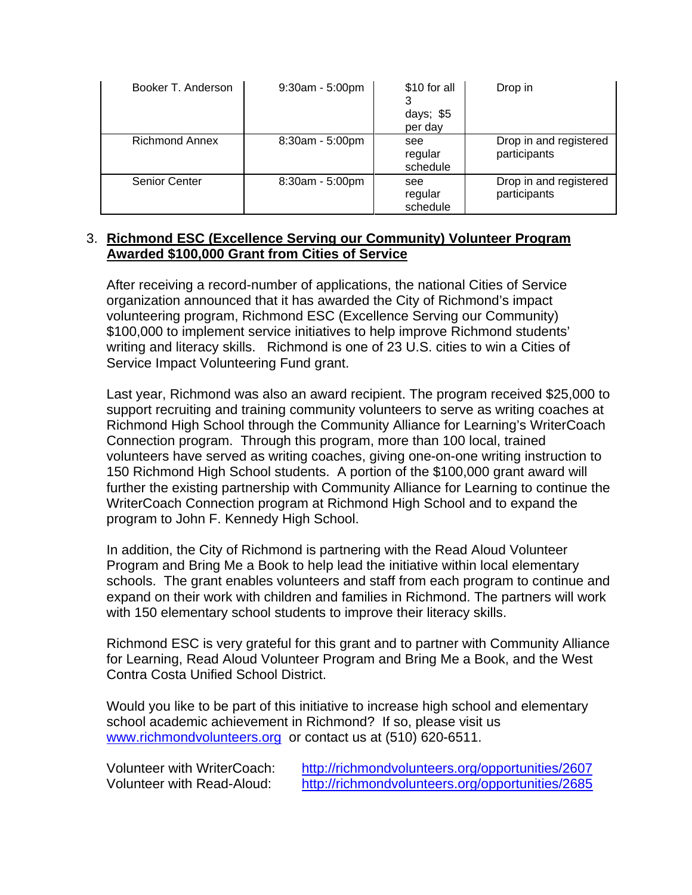| Booker T. Anderson | 9:30am - 5:00pm | $10 for all 3 days; $5 per day | Drop in |
|---|---|---|---|
| Richmond Annex | 8:30am - 5:00pm | see regular schedule | Drop in and registered participants |
| Senior Center | 8:30am - 5:00pm | see regular schedule | Drop in and registered participants |

3. **Richmond ESC (Excellence Serving our Community) Volunteer Program Awarded $100,000 Grant from Cities of Service**

After receiving a record-number of applications, the national Cities of Service organization announced that it has awarded the City of Richmond's impact volunteering program, Richmond ESC (Excellence Serving our Community) $100,000 to implement service initiatives to help improve Richmond students' writing and literacy skills. Richmond is one of 23 U.S. cities to win a Cities of Service Impact Volunteering Fund grant.

Last year, Richmond was also an award recipient. The program received $25,000 to support recruiting and training community volunteers to serve as writing coaches at Richmond High School through the Community Alliance for Learning's WriterCoach Connection program. Through this program, more than 100 local, trained volunteers have served as writing coaches, giving one-on-one writing instruction to 150 Richmond High School students. A portion of the $100,000 grant award will further the existing partnership with Community Alliance for Learning to continue the WriterCoach Connection program at Richmond High School and to expand the program to John F. Kennedy High School.

In addition, the City of Richmond is partnering with the Read Aloud Volunteer Program and Bring Me a Book to help lead the initiative within local elementary schools. The grant enables volunteers and staff from each program to continue and expand on their work with children and families in Richmond. The partners will work with 150 elementary school students to improve their literacy skills.

Richmond ESC is very grateful for this grant and to partner with Community Alliance for Learning, Read Aloud Volunteer Program and Bring Me a Book, and the West Contra Costa Unified School District.

Would you like to be part of this initiative to increase high school and elementary school academic achievement in Richmond? If so, please visit us www.richmondvolunteers.org or contact us at (510) 620-6511.

Volunteer with WriterCoach: http://richmondvolunteers.org/opportunities/2607
Volunteer with Read-Aloud: http://richmondvolunteers.org/opportunities/2685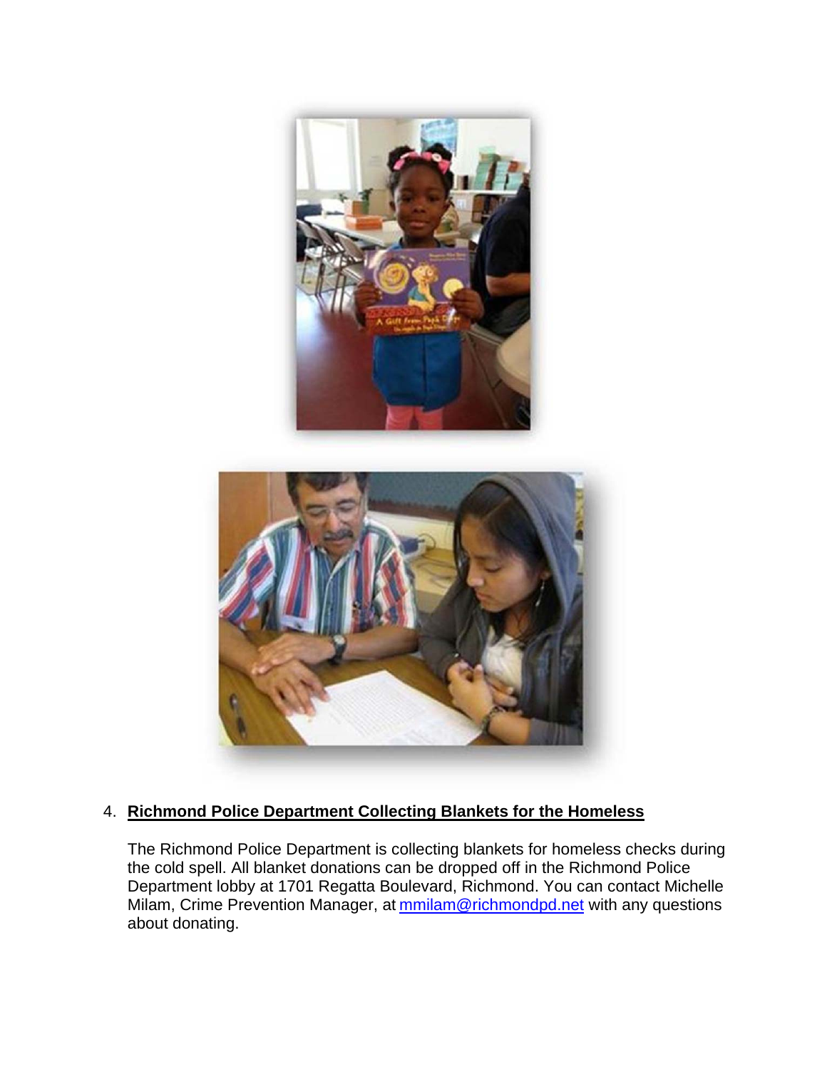4. **Richmond Police Department Collecting Blankets for the Homeless**

   The Richmond Police Department is collecting blankets for homeless checks during the cold spell. All blanket donations can be dropped off in the Richmond Police Department lobby at 1701 Regatta Boulevard, Richmond. You can contact Michelle Milam, Crime Prevention Manager, at mmilam@richmondpd.net with any questions about donating.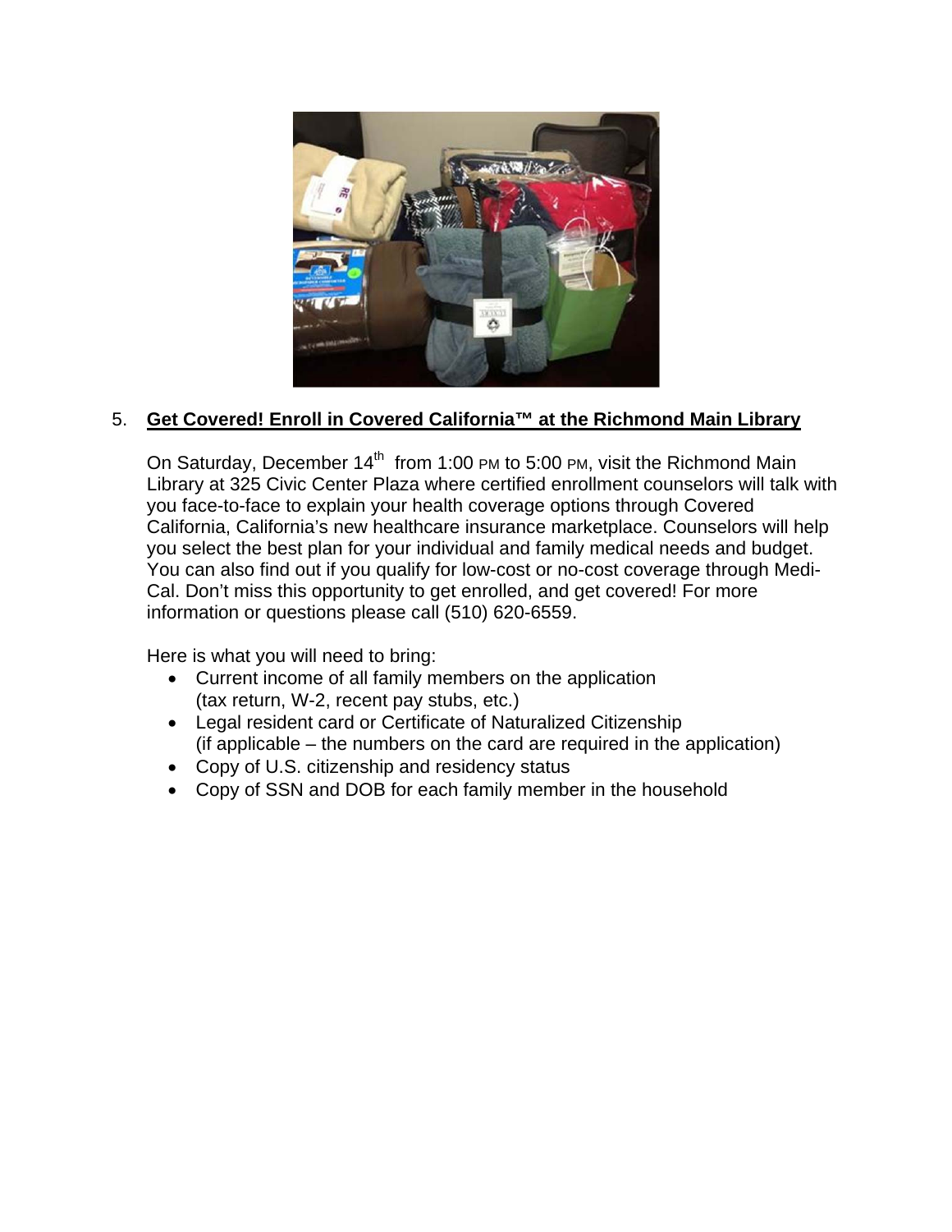5. **Get Covered! Enroll in Covered California™ at the Richmond Main Library**

On Saturday, December 14th from 1:00 PM to 5:00 PM, visit the Richmond Main Library at 325 Civic Center Plaza where certified enrollment counselors will talk with you face-to-face to explain your health coverage options through Covered California, California's new healthcare insurance marketplace. Counselors will help you select the best plan for your individual and family medical needs and budget. You can also find out if you qualify for low-cost or no-cost coverage through Medi-Cal. Don't miss this opportunity to get enrolled, and get covered! For more information or questions please call (510) 620-6559.

Here is what you will need to bring:

- Current income of all family members on the application (tax return, W-2, recent pay stubs, etc.)
- Legal resident card or Certificate of Naturalized Citizenship (if applicable – the numbers on the card are required in the application)
- Copy of U.S. citizenship and residency status
- Copy of SSN and DOB for each family member in the household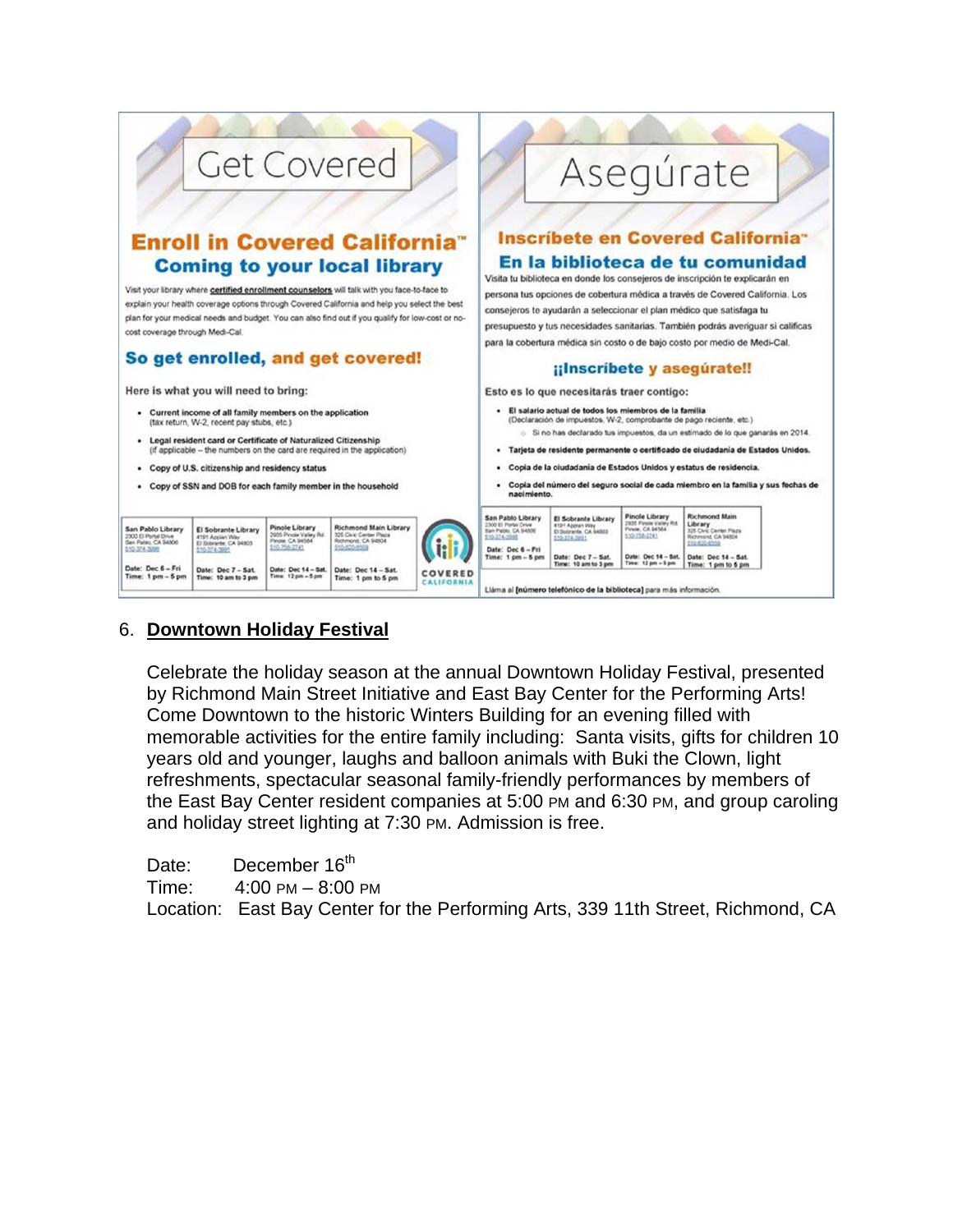## Get Covered

### Enroll in Covered California™
### Coming to your local library

Visit your library where **certified enrollment counselors** will talk with you face-to-face to explain your health coverage options through Covered California and help you select the best plan for your medical needs and budget. You can also find out if you qualify for low-cost or no-cost coverage through Medi-Cal.

### So get enrolled, and get covered!

Here is what you will need to bring:

- **Current income of all family members on the application** (tax return, W-2, recent pay stubs, etc.)
- **Legal resident card or Certificate of Naturalized Citizenship** (if applicable – the numbers on the card are required in the application)
- **Copy of U.S. citizenship and residency status**
- **Copy of SSN and DOB for each family member in the household**

| San Pablo Library | El Sobrante Library | Pinole Library | Richmond Main Library |
|---|---|---|---|
| 2300 El Portal Drive, San Pablo, CA 94806, 510-374-3998 | 4191 Appian Way, El Sobrante, CA 94803, 510-374-3991 | 2935 Pinole Valley Rd, Pinole, CA 94564, 510-758-2741 | 325 Civic Center Plaza, Richmond, CA 94804, 510-620-6559 |
| Date: Dec 6 – Fri, Time: 1 pm – 5 pm | Date: Dec 7 – Sat, Time: 10 am to 3 pm | Date: Dec 14 – Sat, Time: 12 pm – 5 pm | Date: Dec 14 – Sat, Time: 1 pm to 5 pm |

COVERED CALIFORNIA

## Asegúrate

### Inscríbete en Covered California™
### En la biblioteca de tu comunidad

Visita tu biblioteca en donde los consejeros de inscripción te explicarán en persona tus opciones de cobertura médica a través de Covered California. Los consejeros te ayudarán a seleccionar el plan médico que satisfaga tu presupuesto y tus necesidades sanitarias. También podrás averiguar si calificas para la cobertura médica sin costo o de bajo costo por medio de Medi-Cal.

### ¡¡Inscríbete y asegúrate!!

Esto es lo que necesitarás traer contigo:

- **El salario actual de todos los miembros de la familia** (Declaración de impuestos, W-2, comprobante de pago reciente, etc.)
  - Si no has declarado tus impuestos, da un estimado de lo que ganarás en 2014.
- **Tarjeta de residente permanente o certificado de ciudadanía de Estados Unidos.**
- **Copia de la ciudadanía de Estados Unidos y estatus de residencia.**
- **Copia del número del seguro social de cada miembro en la familia y sus fechas de nacimiento.**

| San Pablo Library | El Sobrante Library | Pinole Library | Richmond Main Library |
|---|---|---|---|
| 2300 El Portal Drive, San Pablo, CA 94806, 510-374-3998 | 4191 Appian Way, El Sobrante, CA 94803, 510-374-3991 | 2935 Pinole Valley Rd, Pinole, CA 94564, 510-758-2741 | 325 Civic Center Plaza, Richmond, CA 94804, 510-620-6559 |
| Date: Dec 6 – Fri, Time: 1 pm – 5 pm | Date: Dec 7 – Sat, Time: 10 am to 3 pm | Date: Dec 14 – Sat, Time: 12 pm – 5 pm | Date: Dec 14 – Sat, Time: 1 pm to 5 pm |

Lláma al [número telefónico de la biblioteca] para más información.

6. **Downtown Holiday Festival**

Celebrate the holiday season at the annual Downtown Holiday Festival, presented by Richmond Main Street Initiative and East Bay Center for the Performing Arts! Come Downtown to the historic Winters Building for an evening filled with memorable activities for the entire family including: Santa visits, gifts for children 10 years old and younger, laughs and balloon animals with Buki the Clown, light refreshments, spectacular seasonal family-friendly performances by members of the East Bay Center resident companies at 5:00 PM and 6:30 PM, and group caroling and holiday street lighting at 7:30 PM. Admission is free.

Date: December 16th
Time: 4:00 PM – 8:00 PM
Location: East Bay Center for the Performing Arts, 339 11th Street, Richmond, CA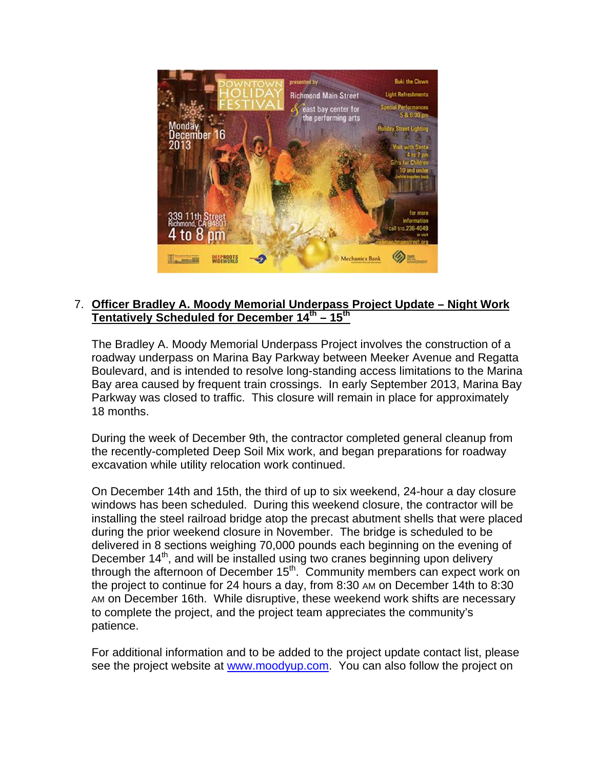7. **Officer Bradley A. Moody Memorial Underpass Project Update – Night Work Tentatively Scheduled for December 14th – 15th**

   The Bradley A. Moody Memorial Underpass Project involves the construction of a roadway underpass on Marina Bay Parkway between Meeker Avenue and Regatta Boulevard, and is intended to resolve long-standing access limitations to the Marina Bay area caused by frequent train crossings. In early September 2013, Marina Bay Parkway was closed to traffic. This closure will remain in place for approximately 18 months.

   During the week of December 9th, the contractor completed general cleanup from the recently-completed Deep Soil Mix work, and began preparations for roadway excavation while utility relocation work continued.

   On December 14th and 15th, the third of up to six weekend, 24-hour a day closure windows has been scheduled. During this weekend closure, the contractor will be installing the steel railroad bridge atop the precast abutment shells that were placed during the prior weekend closure in November. The bridge is scheduled to be delivered in 8 sections weighing 70,000 pounds each beginning on the evening of December 14th, and will be installed using two cranes beginning upon delivery through the afternoon of December 15th. Community members can expect work on the project to continue for 24 hours a day, from 8:30 AM on December 14th to 8:30 AM on December 16th. While disruptive, these weekend work shifts are necessary to complete the project, and the project team appreciates the community's patience.

   For additional information and to be added to the project update contact list, please see the project website at [www.moodyup.com](www.moodyup.com). You can also follow the project on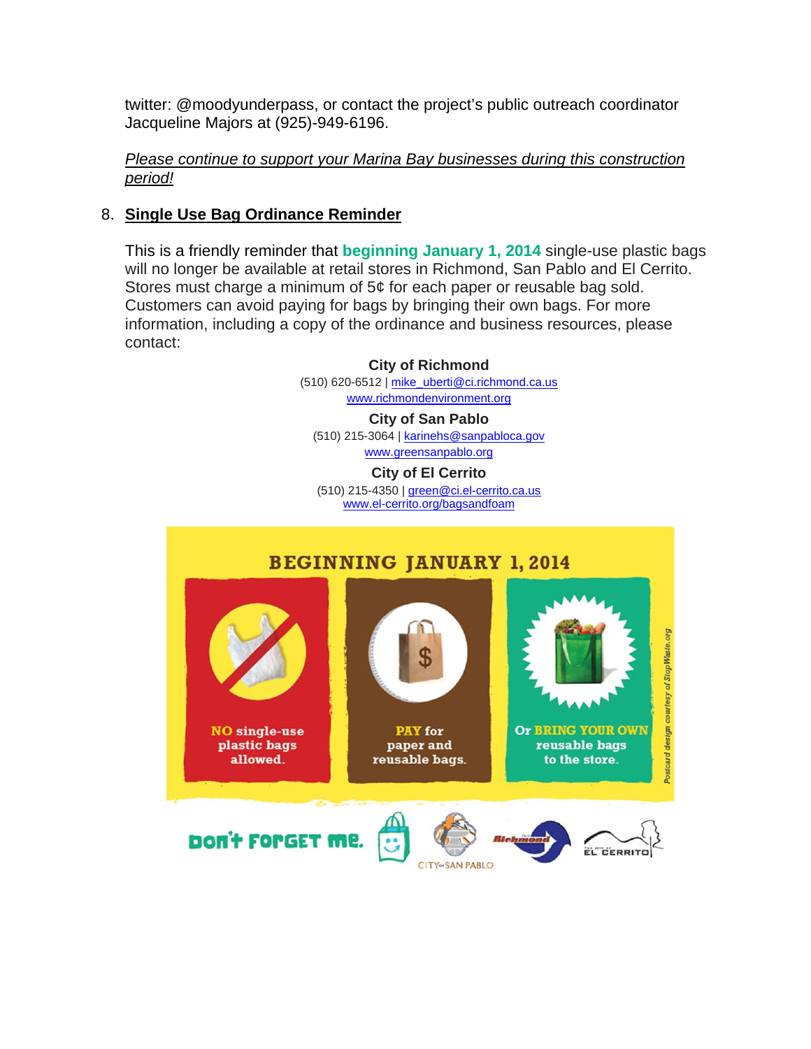twitter: @moodyunderpass, or contact the project's public outreach coordinator Jacqueline Majors at (925)-949-6196.

*Please continue to support your Marina Bay businesses during this construction period!*

8. **Single Use Bag Ordinance Reminder**

This is a friendly reminder that **beginning January 1, 2014** single-use plastic bags will no longer be available at retail stores in Richmond, San Pablo and El Cerrito. Stores must charge a minimum of 5¢ for each paper or reusable bag sold. Customers can avoid paying for bags by bringing their own bags. For more information, including a copy of the ordinance and business resources, please contact:

**City of Richmond**
(510) 620-6512 | mike_uberti@ci.richmond.ca.us
www.richmondenvironment.org

**City of San Pablo**
(510) 215-3064 | karinehs@sanpabloca.gov
www.greensanpablo.org

**City of El Cerrito**
(510) 215-4350 | green@ci.el-cerrito.ca.us
www.el-cerrito.org/bagsandfoam

BEGINNING JANUARY 1, 2014

NO single-use plastic bags allowed.

PAY for paper and reusable bags.

Or BRING YOUR OWN reusable bags to the store.

*Postcard design courtesy of StopWaste.org*

DON'T FORGET ME.

CITY of SAN PABLO

City of Richmond

The City of EL CERRITO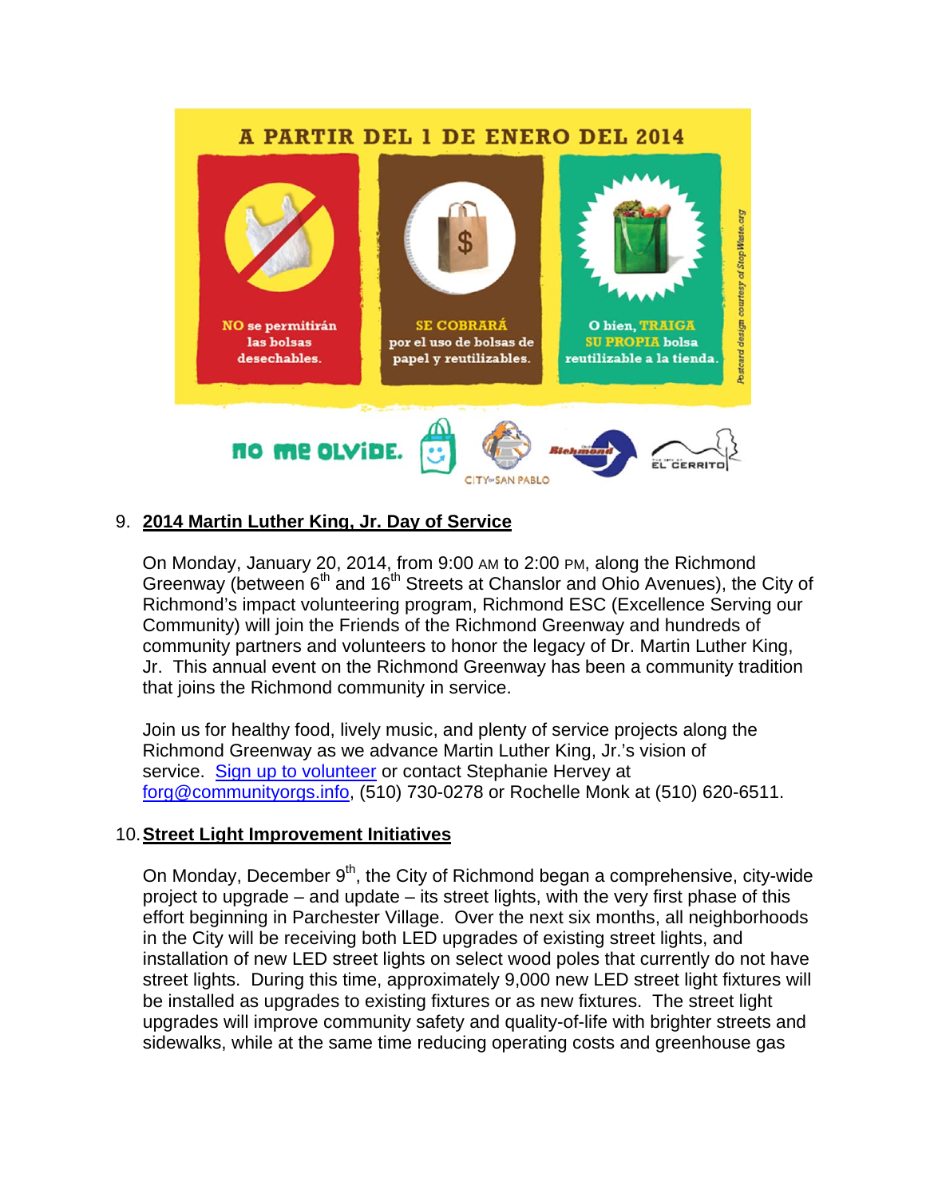A PARTIR DEL 1 DE ENERO DEL 2014

NO se permitirán las bolsas desechables.

SE COBRARÁ por el uso de bolsas de papel y reutilizables.

O bien, TRAIGA SU PROPIA bolsa reutilizable a la tienda.

*Postcard design courtesy of StopWaste.org*

no me olvide.

9. **2014 Martin Luther King, Jr. Day of Service**

On Monday, January 20, 2014, from 9:00 AM to 2:00 PM, along the Richmond Greenway (between 6th and 16th Streets at Chanslor and Ohio Avenues), the City of Richmond's impact volunteering program, Richmond ESC (Excellence Serving our Community) will join the Friends of the Richmond Greenway and hundreds of community partners and volunteers to honor the legacy of Dr. Martin Luther King, Jr. This annual event on the Richmond Greenway has been a community tradition that joins the Richmond community in service.

Join us for healthy food, lively music, and plenty of service projects along the Richmond Greenway as we advance Martin Luther King, Jr.'s vision of service. Sign up to volunteer or contact Stephanie Hervey at forg@communityorgs.info, (510) 730-0278 or Rochelle Monk at (510) 620-6511.

10. **Street Light Improvement Initiatives**

On Monday, December 9th, the City of Richmond began a comprehensive, city-wide project to upgrade – and update – its street lights, with the very first phase of this effort beginning in Parchester Village. Over the next six months, all neighborhoods in the City will be receiving both LED upgrades of existing street lights, and installation of new LED street lights on select wood poles that currently do not have street lights. During this time, approximately 9,000 new LED street light fixtures will be installed as upgrades to existing fixtures or as new fixtures. The street light upgrades will improve community safety and quality-of-life with brighter streets and sidewalks, while at the same time reducing operating costs and greenhouse gas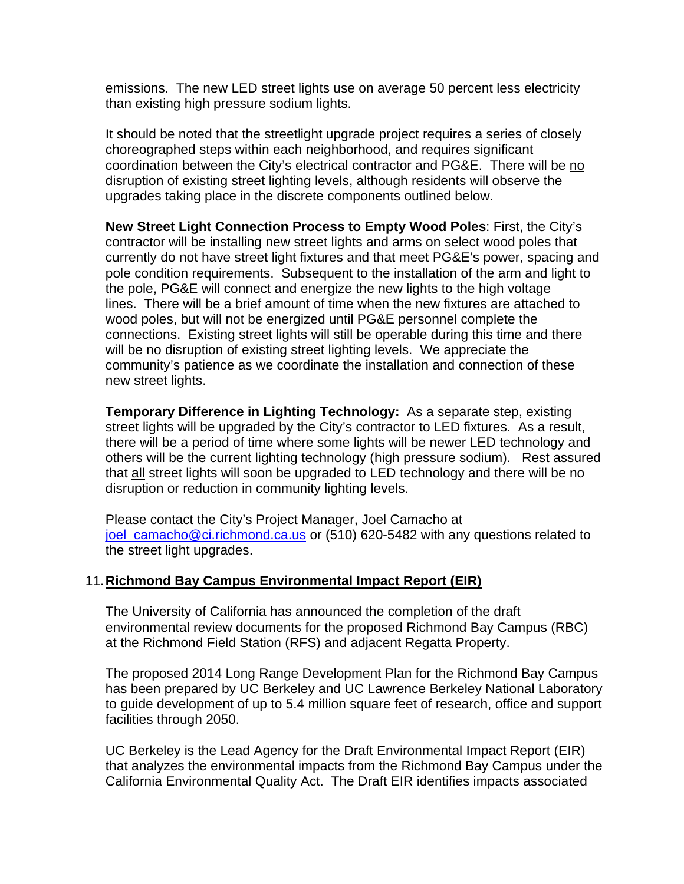emissions. The new LED street lights use on average 50 percent less electricity than existing high pressure sodium lights.

It should be noted that the streetlight upgrade project requires a series of closely choreographed steps within each neighborhood, and requires significant coordination between the City's electrical contractor and PG&E. There will be no disruption of existing street lighting levels, although residents will observe the upgrades taking place in the discrete components outlined below.

**New Street Light Connection Process to Empty Wood Poles**: First, the City's contractor will be installing new street lights and arms on select wood poles that currently do not have street light fixtures and that meet PG&E's power, spacing and pole condition requirements. Subsequent to the installation of the arm and light to the pole, PG&E will connect and energize the new lights to the high voltage lines. There will be a brief amount of time when the new fixtures are attached to wood poles, but will not be energized until PG&E personnel complete the connections. Existing street lights will still be operable during this time and there will be no disruption of existing street lighting levels. We appreciate the community's patience as we coordinate the installation and connection of these new street lights.

**Temporary Difference in Lighting Technology:** As a separate step, existing street lights will be upgraded by the City's contractor to LED fixtures. As a result, there will be a period of time where some lights will be newer LED technology and others will be the current lighting technology (high pressure sodium). Rest assured that all street lights will soon be upgraded to LED technology and there will be no disruption or reduction in community lighting levels.

Please contact the City's Project Manager, Joel Camacho at joel_camacho@ci.richmond.ca.us or (510) 620-5482 with any questions related to the street light upgrades.

## 11. Richmond Bay Campus Environmental Impact Report (EIR)

The University of California has announced the completion of the draft environmental review documents for the proposed Richmond Bay Campus (RBC) at the Richmond Field Station (RFS) and adjacent Regatta Property.

The proposed 2014 Long Range Development Plan for the Richmond Bay Campus has been prepared by UC Berkeley and UC Lawrence Berkeley National Laboratory to guide development of up to 5.4 million square feet of research, office and support facilities through 2050.

UC Berkeley is the Lead Agency for the Draft Environmental Impact Report (EIR) that analyzes the environmental impacts from the Richmond Bay Campus under the California Environmental Quality Act. The Draft EIR identifies impacts associated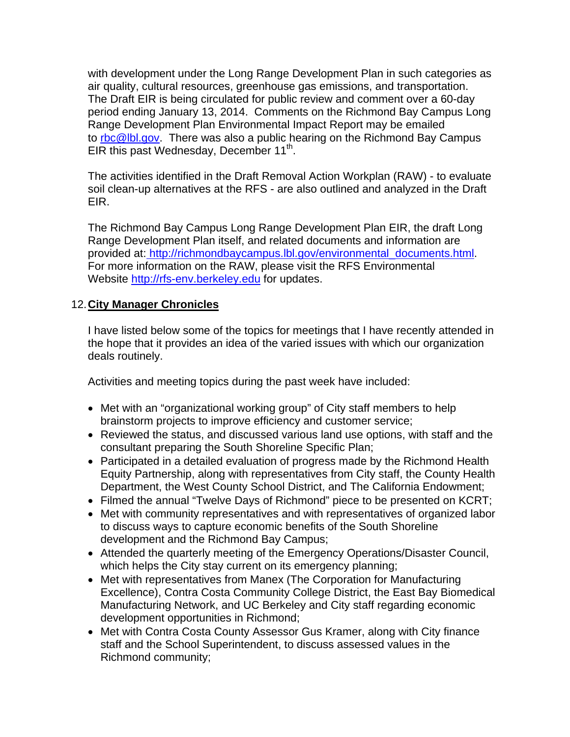with development under the Long Range Development Plan in such categories as air quality, cultural resources, greenhouse gas emissions, and transportation. The Draft EIR is being circulated for public review and comment over a 60-day period ending January 13, 2014. Comments on the Richmond Bay Campus Long Range Development Plan Environmental Impact Report may be emailed to rbc@lbl.gov. There was also a public hearing on the Richmond Bay Campus EIR this past Wednesday, December 11th.

The activities identified in the Draft Removal Action Workplan (RAW) - to evaluate soil clean-up alternatives at the RFS - are also outlined and analyzed in the Draft EIR.

The Richmond Bay Campus Long Range Development Plan EIR, the draft Long Range Development Plan itself, and related documents and information are provided at: http://richmondbaycampus.lbl.gov/environmental_documents.html. For more information on the RAW, please visit the RFS Environmental Website http://rfs-env.berkeley.edu for updates.

## 12. City Manager Chronicles

I have listed below some of the topics for meetings that I have recently attended in the hope that it provides an idea of the varied issues with which our organization deals routinely.

Activities and meeting topics during the past week have included:

- Met with an "organizational working group" of City staff members to help brainstorm projects to improve efficiency and customer service;
- Reviewed the status, and discussed various land use options, with staff and the consultant preparing the South Shoreline Specific Plan;
- Participated in a detailed evaluation of progress made by the Richmond Health Equity Partnership, along with representatives from City staff, the County Health Department, the West County School District, and The California Endowment;
- Filmed the annual "Twelve Days of Richmond" piece to be presented on KCRT;
- Met with community representatives and with representatives of organized labor to discuss ways to capture economic benefits of the South Shoreline development and the Richmond Bay Campus;
- Attended the quarterly meeting of the Emergency Operations/Disaster Council, which helps the City stay current on its emergency planning;
- Met with representatives from Manex (The Corporation for Manufacturing Excellence), Contra Costa Community College District, the East Bay Biomedical Manufacturing Network, and UC Berkeley and City staff regarding economic development opportunities in Richmond;
- Met with Contra Costa County Assessor Gus Kramer, along with City finance staff and the School Superintendent, to discuss assessed values in the Richmond community;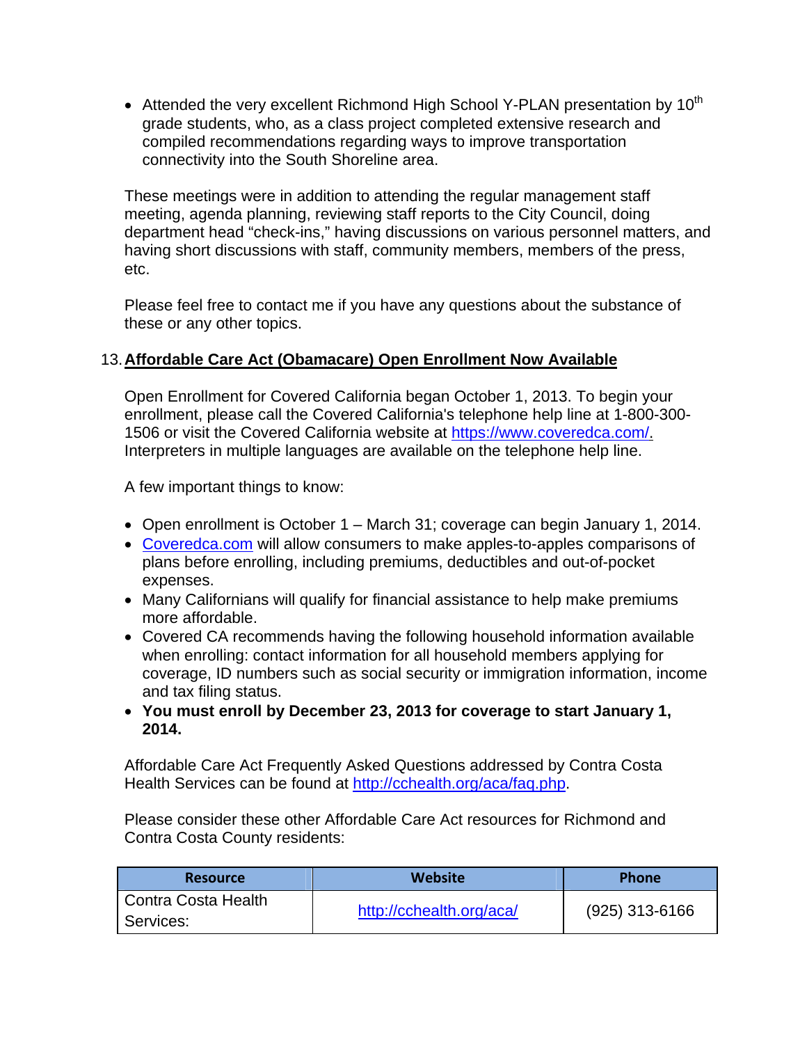- Attended the very excellent Richmond High School Y-PLAN presentation by 10th grade students, who, as a class project completed extensive research and compiled recommendations regarding ways to improve transportation connectivity into the South Shoreline area.

These meetings were in addition to attending the regular management staff meeting, agenda planning, reviewing staff reports to the City Council, doing department head "check-ins," having discussions on various personnel matters, and having short discussions with staff, community members, members of the press, etc.

Please feel free to contact me if you have any questions about the substance of these or any other topics.

## 13. Affordable Care Act (Obamacare) Open Enrollment Now Available

Open Enrollment for Covered California began October 1, 2013. To begin your enrollment, please call the Covered California's telephone help line at 1-800-300-1506 or visit the Covered California website at https://www.coveredca.com/. Interpreters in multiple languages are available on the telephone help line.

A few important things to know:

- Open enrollment is October 1 – March 31; coverage can begin January 1, 2014.
- Coveredca.com will allow consumers to make apples-to-apples comparisons of plans before enrolling, including premiums, deductibles and out-of-pocket expenses.
- Many Californians will qualify for financial assistance to help make premiums more affordable.
- Covered CA recommends having the following household information available when enrolling: contact information for all household members applying for coverage, ID numbers such as social security or immigration information, income and tax filing status.
- **You must enroll by December 23, 2013 for coverage to start January 1, 2014.**

Affordable Care Act Frequently Asked Questions addressed by Contra Costa Health Services can be found at http://cchealth.org/aca/faq.php.

Please consider these other Affordable Care Act resources for Richmond and Contra Costa County residents:

| Resource | Website | Phone |
|---|---|---|
| Contra Costa Health Services: | http://cchealth.org/aca/ | (925) 313-6166 |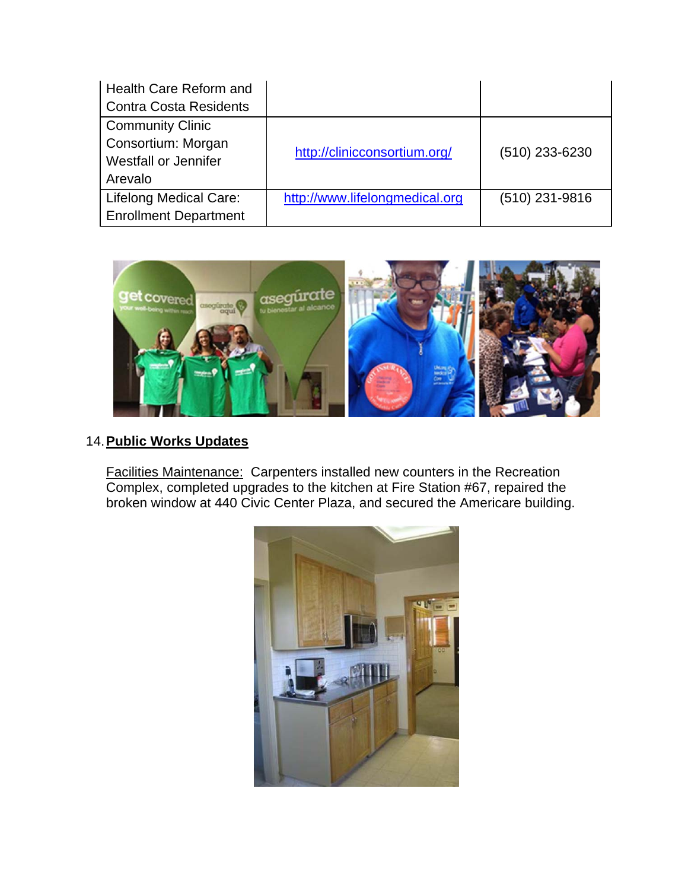| | | |
|---|---|---|
| Health Care Reform and Contra Costa Residents | | |
| Community Clinic Consortium: Morgan Westfall or Jennifer Arevalo | http://clinicconsortium.org/ | (510) 233-6230 |
| Lifelong Medical Care: Enrollment Department | http://www.lifelongmedical.org | (510) 231-9816 |

14. **Public Works Updates**

Facilities Maintenance: Carpenters installed new counters in the Recreation Complex, completed upgrades to the kitchen at Fire Station #67, repaired the broken window at 440 Civic Center Plaza, and secured the Americare building.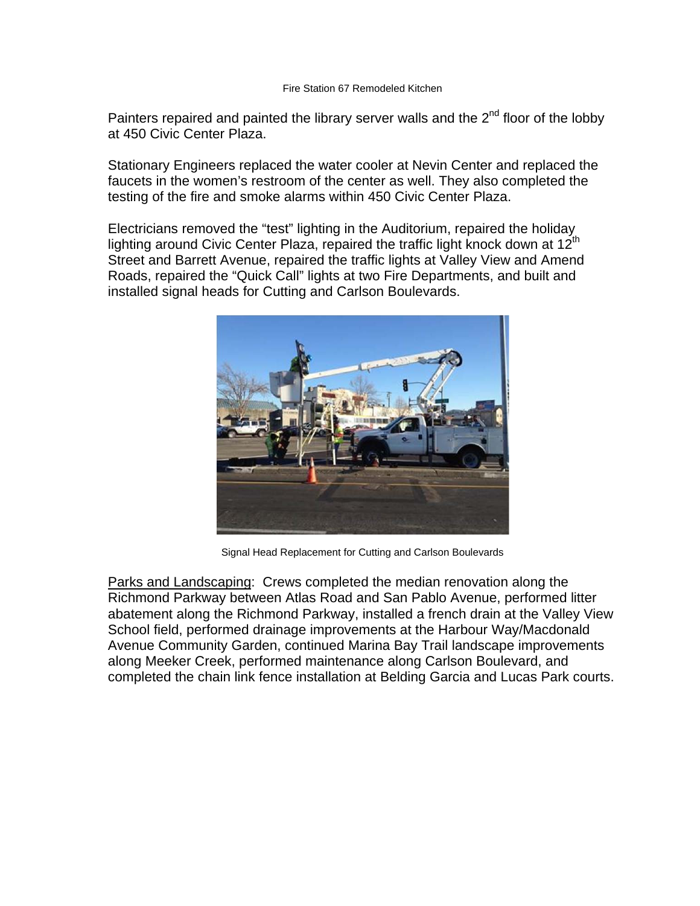Fire Station 67 Remodeled Kitchen

Painters repaired and painted the library server walls and the 2nd floor of the lobby at 450 Civic Center Plaza.

Stationary Engineers replaced the water cooler at Nevin Center and replaced the faucets in the women's restroom of the center as well. They also completed the testing of the fire and smoke alarms within 450 Civic Center Plaza.

Electricians removed the "test" lighting in the Auditorium, repaired the holiday lighting around Civic Center Plaza, repaired the traffic light knock down at 12th Street and Barrett Avenue, repaired the traffic lights at Valley View and Amend Roads, repaired the "Quick Call" lights at two Fire Departments, and built and installed signal heads for Cutting and Carlson Boulevards.

Signal Head Replacement for Cutting and Carlson Boulevards

Parks and Landscaping: Crews completed the median renovation along the Richmond Parkway between Atlas Road and San Pablo Avenue, performed litter abatement along the Richmond Parkway, installed a french drain at the Valley View School field, performed drainage improvements at the Harbour Way/Macdonald Avenue Community Garden, continued Marina Bay Trail landscape improvements along Meeker Creek, performed maintenance along Carlson Boulevard, and completed the chain link fence installation at Belding Garcia and Lucas Park courts.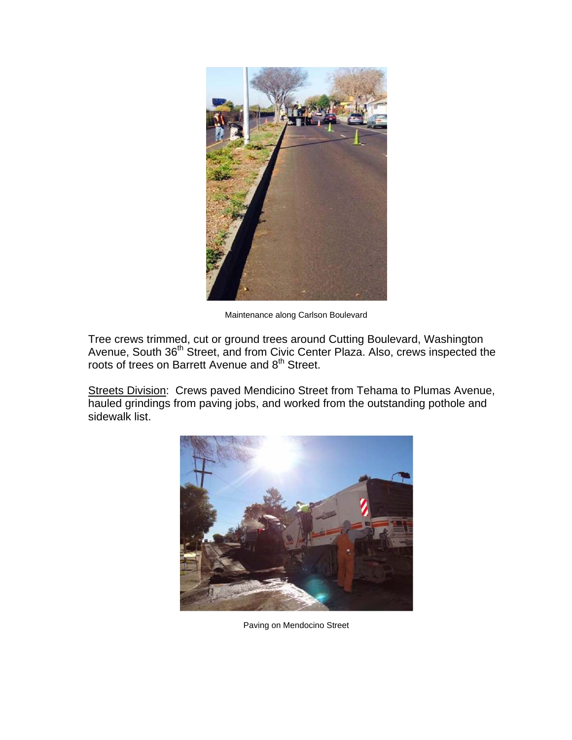Maintenance along Carlson Boulevard

Tree crews trimmed, cut or ground trees around Cutting Boulevard, Washington Avenue, South 36th Street, and from Civic Center Plaza. Also, crews inspected the roots of trees on Barrett Avenue and 8th Street.

Streets Division: Crews paved Mendicino Street from Tehama to Plumas Avenue, hauled grindings from paving jobs, and worked from the outstanding pothole and sidewalk list.

Paving on Mendocino Street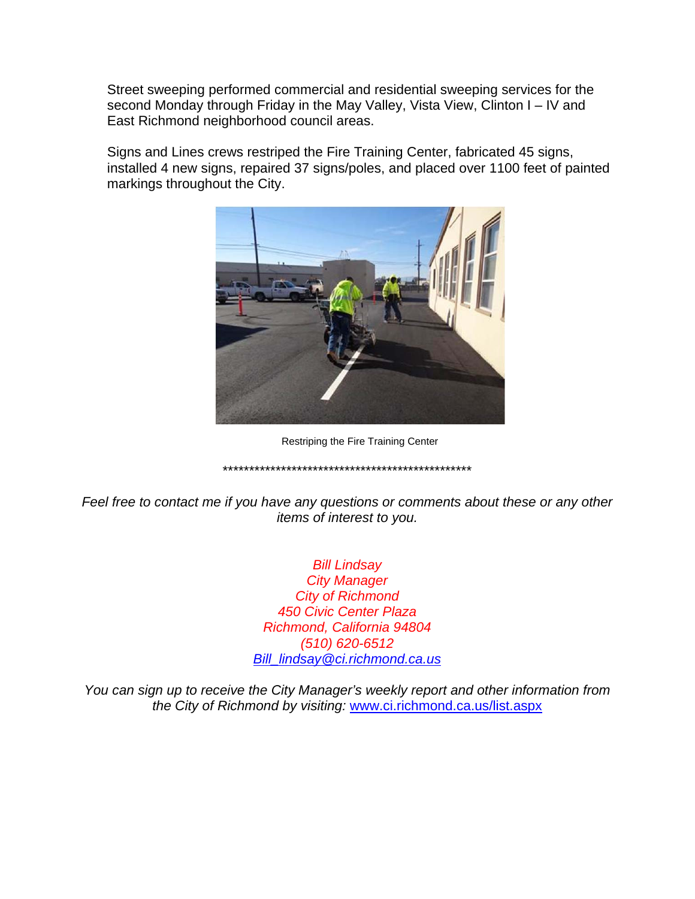Street sweeping performed commercial and residential sweeping services for the second Monday through Friday in the May Valley, Vista View, Clinton I – IV and East Richmond neighborhood council areas.

Signs and Lines crews restriped the Fire Training Center, fabricated 45 signs, installed 4 new signs, repaired 37 signs/poles, and placed over 1100 feet of painted markings throughout the City.

Restriping the Fire Training Center

*************************************************

*Feel free to contact me if you have any questions or comments about these or any other items of interest to you.*

*Bill Lindsay*
*City Manager*
*City of Richmond*
*450 Civic Center Plaza*
*Richmond, California 94804*
*(510) 620-6512*
*Bill_lindsay@ci.richmond.ca.us*

*You can sign up to receive the City Manager's weekly report and other information from the City of Richmond by visiting:* www.ci.richmond.ca.us/list.aspx